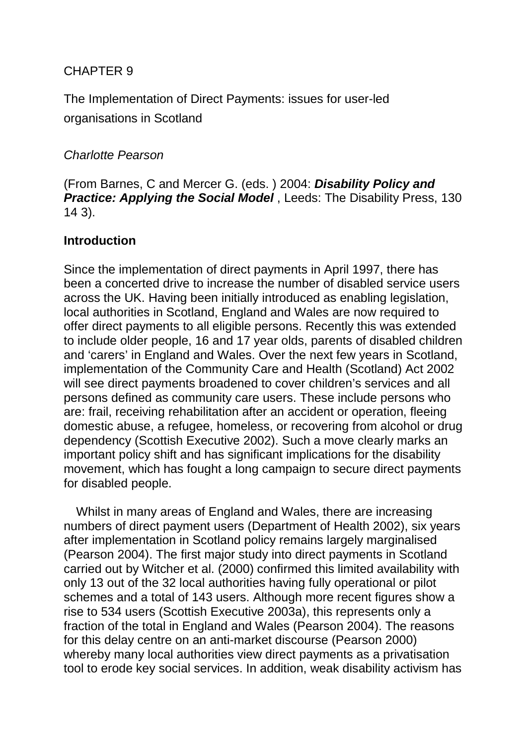CHAPTER 9

The Implementation of Direct Payments: issues for user-led organisations in Scotland

*Charlotte Pearson*

(From Barnes, C and Mercer G. (eds. ) 2004: ***Disability Policy and Practice: Applying the Social Model*** , Leeds: The Disability Press, 130 14 3).

**Introduction**

Since the implementation of direct payments in April 1997, there has been a concerted drive to increase the number of disabled service users across the UK. Having been initially introduced as enabling legislation, local authorities in Scotland, England and Wales are now required to offer direct payments to all eligible persons. Recently this was extended to include older people, 16 and 17 year olds, parents of disabled children and 'carers' in England and Wales. Over the next few years in Scotland, implementation of the Community Care and Health (Scotland) Act 2002 will see direct payments broadened to cover children's services and all persons defined as community care users. These include persons who are: frail, receiving rehabilitation after an accident or operation, fleeing domestic abuse, a refugee, homeless, or recovering from alcohol or drug dependency (Scottish Executive 2002). Such a move clearly marks an important policy shift and has significant implications for the disability movement, which has fought a long campaign to secure direct payments for disabled people.

Whilst in many areas of England and Wales, there are increasing numbers of direct payment users (Department of Health 2002), six years after implementation in Scotland policy remains largely marginalised (Pearson 2004). The first major study into direct payments in Scotland carried out by Witcher et al. (2000) confirmed this limited availability with only 13 out of the 32 local authorities having fully operational or pilot schemes and a total of 143 users. Although more recent figures show a rise to 534 users (Scottish Executive 2003a), this represents only a fraction of the total in England and Wales (Pearson 2004). The reasons for this delay centre on an anti-market discourse (Pearson 2000) whereby many local authorities view direct payments as a privatisation tool to erode key social services. In addition, weak disability activism has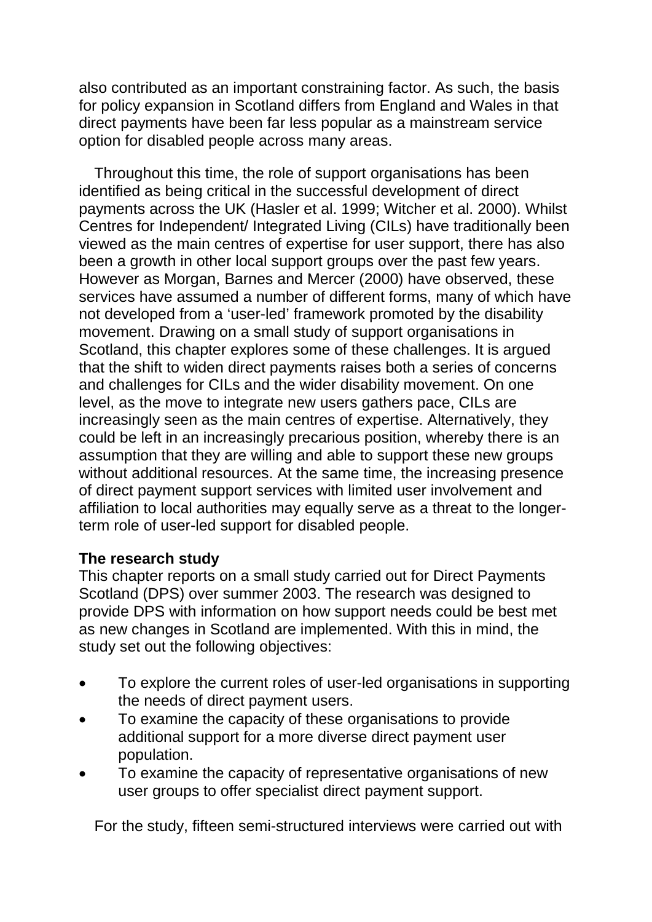also contributed as an important constraining factor. As such, the basis for policy expansion in Scotland differs from England and Wales in that direct payments have been far less popular as a mainstream service option for disabled people across many areas.

Throughout this time, the role of support organisations has been identified as being critical in the successful development of direct payments across the UK (Hasler et al. 1999; Witcher et al. 2000). Whilst Centres for Independent/ Integrated Living (CILs) have traditionally been viewed as the main centres of expertise for user support, there has also been a growth in other local support groups over the past few years. However as Morgan, Barnes and Mercer (2000) have observed, these services have assumed a number of different forms, many of which have not developed from a 'user-led' framework promoted by the disability movement. Drawing on a small study of support organisations in Scotland, this chapter explores some of these challenges. It is argued that the shift to widen direct payments raises both a series of concerns and challenges for CILs and the wider disability movement. On one level, as the move to integrate new users gathers pace, CILs are increasingly seen as the main centres of expertise. Alternatively, they could be left in an increasingly precarious position, whereby there is an assumption that they are willing and able to support these new groups without additional resources. At the same time, the increasing presence of direct payment support services with limited user involvement and affiliation to local authorities may equally serve as a threat to the longer-term role of user-led support for disabled people.

**The research study**

This chapter reports on a small study carried out for Direct Payments Scotland (DPS) over summer 2003. The research was designed to provide DPS with information on how support needs could be best met as new changes in Scotland are implemented. With this in mind, the study set out the following objectives:

- To explore the current roles of user-led organisations in supporting the needs of direct payment users.
- To examine the capacity of these organisations to provide additional support for a more diverse direct payment user population.
- To examine the capacity of representative organisations of new user groups to offer specialist direct payment support.

For the study, fifteen semi-structured interviews were carried out with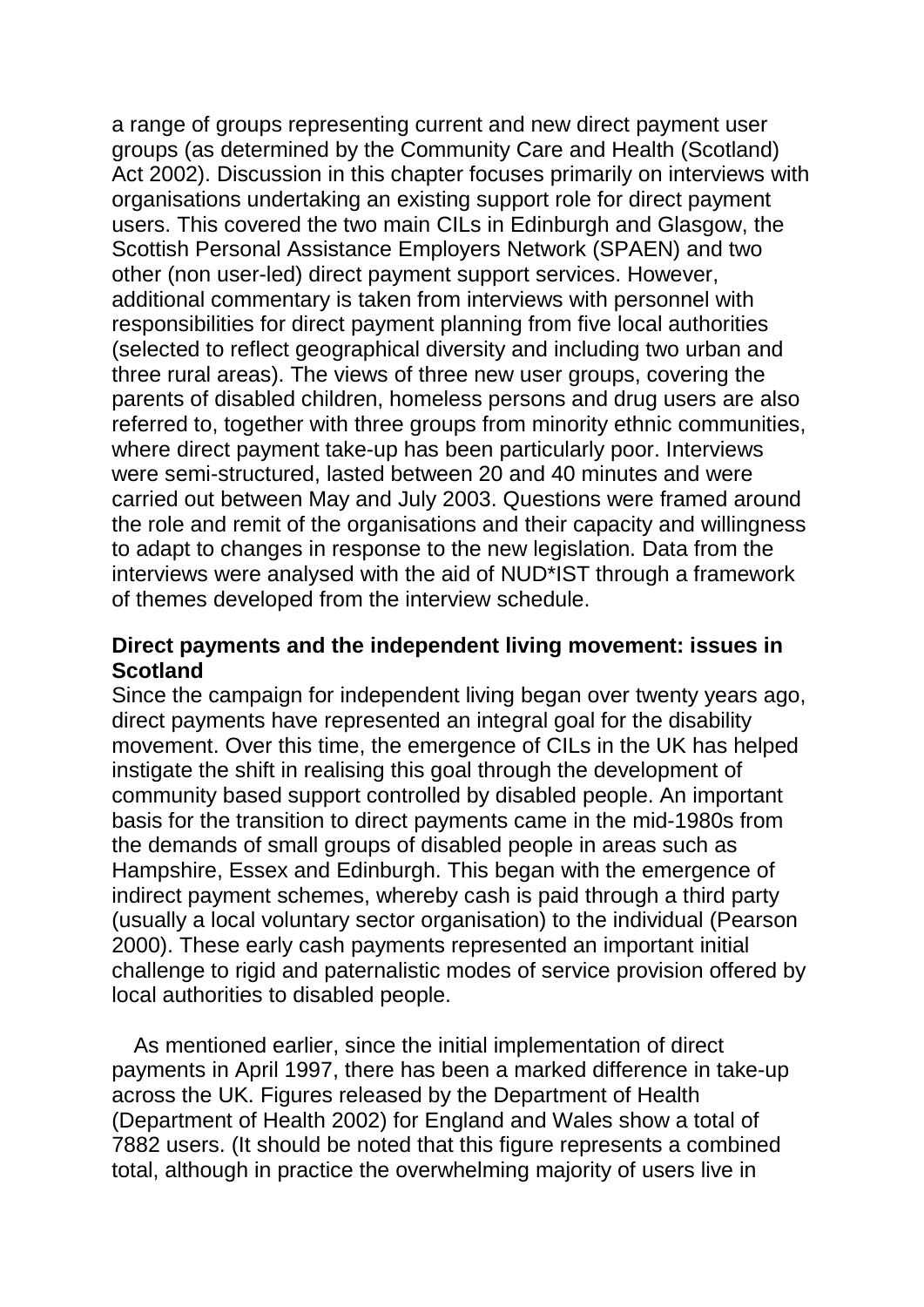a range of groups representing current and new direct payment user groups (as determined by the Community Care and Health (Scotland) Act 2002). Discussion in this chapter focuses primarily on interviews with organisations undertaking an existing support role for direct payment users. This covered the two main CILs in Edinburgh and Glasgow, the Scottish Personal Assistance Employers Network (SPAEN) and two other (non user-led) direct payment support services. However, additional commentary is taken from interviews with personnel with responsibilities for direct payment planning from five local authorities (selected to reflect geographical diversity and including two urban and three rural areas). The views of three new user groups, covering the parents of disabled children, homeless persons and drug users are also referred to, together with three groups from minority ethnic communities, where direct payment take-up has been particularly poor. Interviews were semi-structured, lasted between 20 and 40 minutes and were carried out between May and July 2003. Questions were framed around the role and remit of the organisations and their capacity and willingness to adapt to changes in response to the new legislation. Data from the interviews were analysed with the aid of NUD*IST through a framework of themes developed from the interview schedule.

**Direct payments and the independent living movement: issues in Scotland**

Since the campaign for independent living began over twenty years ago, direct payments have represented an integral goal for the disability movement. Over this time, the emergence of CILs in the UK has helped instigate the shift in realising this goal through the development of community based support controlled by disabled people. An important basis for the transition to direct payments came in the mid-1980s from the demands of small groups of disabled people in areas such as Hampshire, Essex and Edinburgh. This began with the emergence of indirect payment schemes, whereby cash is paid through a third party (usually a local voluntary sector organisation) to the individual (Pearson 2000). These early cash payments represented an important initial challenge to rigid and paternalistic modes of service provision offered by local authorities to disabled people.

As mentioned earlier, since the initial implementation of direct payments in April 1997, there has been a marked difference in take-up across the UK. Figures released by the Department of Health (Department of Health 2002) for England and Wales show a total of 7882 users. (It should be noted that this figure represents a combined total, although in practice the overwhelming majority of users live in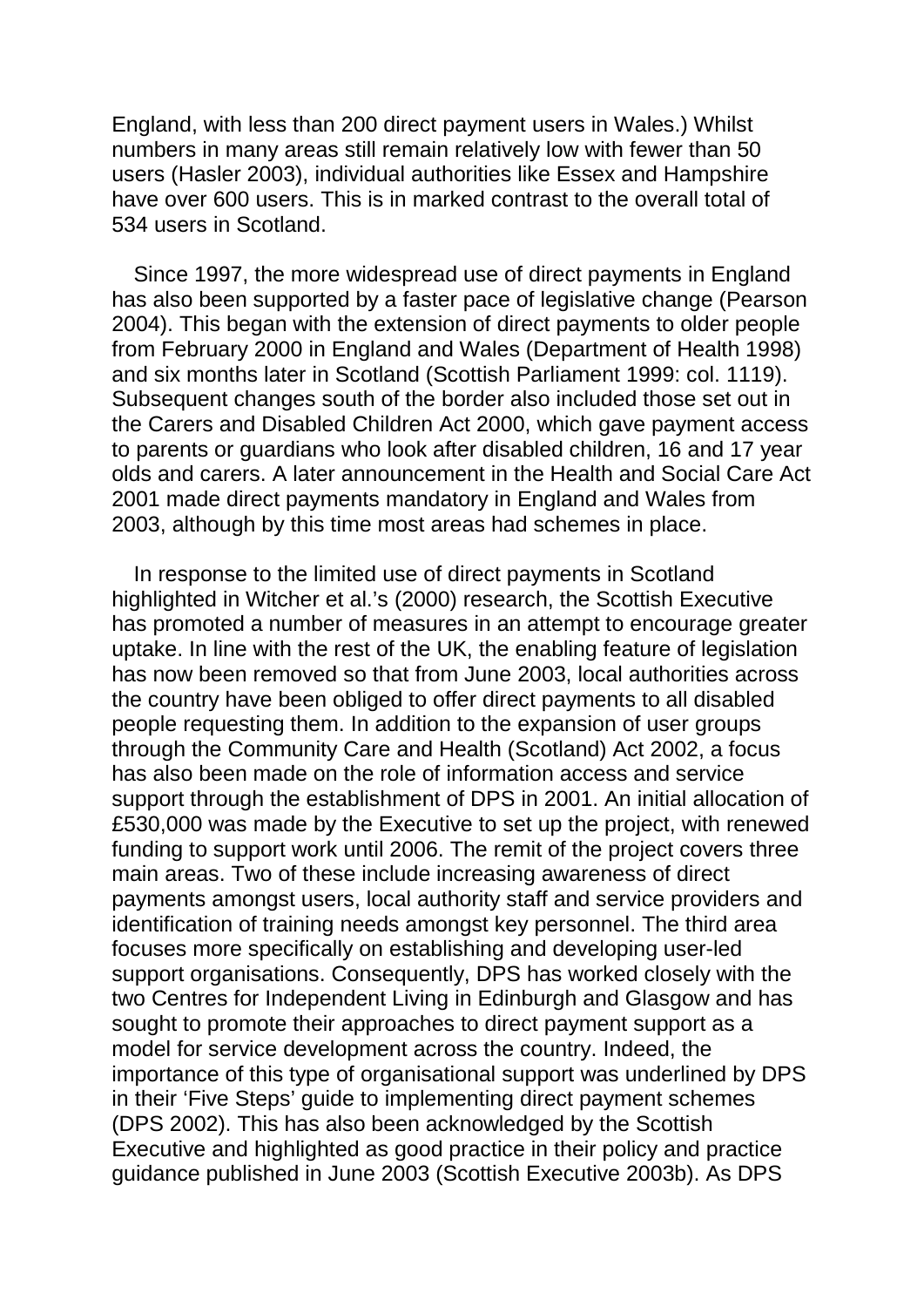England, with less than 200 direct payment users in Wales.) Whilst numbers in many areas still remain relatively low with fewer than 50 users (Hasler 2003), individual authorities like Essex and Hampshire have over 600 users. This is in marked contrast to the overall total of 534 users in Scotland.

Since 1997, the more widespread use of direct payments in England has also been supported by a faster pace of legislative change (Pearson 2004). This began with the extension of direct payments to older people from February 2000 in England and Wales (Department of Health 1998) and six months later in Scotland (Scottish Parliament 1999: col. 1119). Subsequent changes south of the border also included those set out in the Carers and Disabled Children Act 2000, which gave payment access to parents or guardians who look after disabled children, 16 and 17 year olds and carers. A later announcement in the Health and Social Care Act 2001 made direct payments mandatory in England and Wales from 2003, although by this time most areas had schemes in place.

In response to the limited use of direct payments in Scotland highlighted in Witcher et al.'s (2000) research, the Scottish Executive has promoted a number of measures in an attempt to encourage greater uptake. In line with the rest of the UK, the enabling feature of legislation has now been removed so that from June 2003, local authorities across the country have been obliged to offer direct payments to all disabled people requesting them. In addition to the expansion of user groups through the Community Care and Health (Scotland) Act 2002, a focus has also been made on the role of information access and service support through the establishment of DPS in 2001. An initial allocation of £530,000 was made by the Executive to set up the project, with renewed funding to support work until 2006. The remit of the project covers three main areas. Two of these include increasing awareness of direct payments amongst users, local authority staff and service providers and identification of training needs amongst key personnel. The third area focuses more specifically on establishing and developing user-led support organisations. Consequently, DPS has worked closely with the two Centres for Independent Living in Edinburgh and Glasgow and has sought to promote their approaches to direct payment support as a model for service development across the country. Indeed, the importance of this type of organisational support was underlined by DPS in their 'Five Steps' guide to implementing direct payment schemes (DPS 2002). This has also been acknowledged by the Scottish Executive and highlighted as good practice in their policy and practice guidance published in June 2003 (Scottish Executive 2003b). As DPS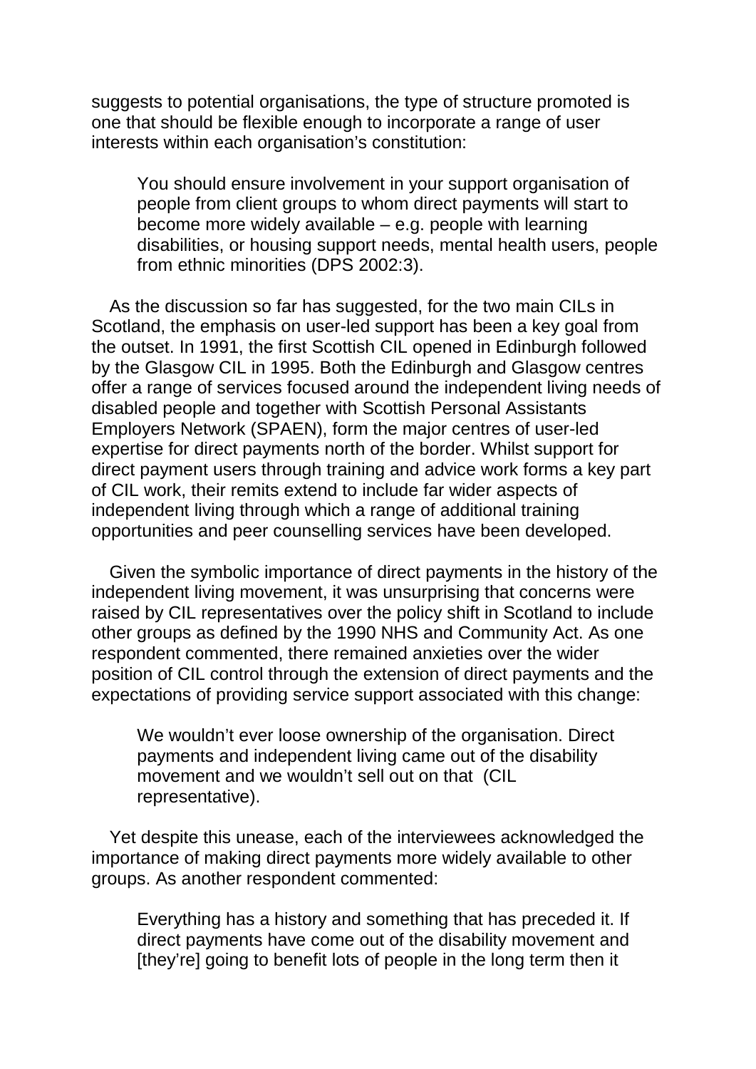suggests to potential organisations, the type of structure promoted is one that should be flexible enough to incorporate a range of user interests within each organisation's constitution:

> You should ensure involvement in your support organisation of people from client groups to whom direct payments will start to become more widely available – e.g. people with learning disabilities, or housing support needs, mental health users, people from ethnic minorities (DPS 2002:3).

As the discussion so far has suggested, for the two main CILs in Scotland, the emphasis on user-led support has been a key goal from the outset. In 1991, the first Scottish CIL opened in Edinburgh followed by the Glasgow CIL in 1995. Both the Edinburgh and Glasgow centres offer a range of services focused around the independent living needs of disabled people and together with Scottish Personal Assistants Employers Network (SPAEN), form the major centres of user-led expertise for direct payments north of the border. Whilst support for direct payment users through training and advice work forms a key part of CIL work, their remits extend to include far wider aspects of independent living through which a range of additional training opportunities and peer counselling services have been developed.

Given the symbolic importance of direct payments in the history of the independent living movement, it was unsurprising that concerns were raised by CIL representatives over the policy shift in Scotland to include other groups as defined by the 1990 NHS and Community Act. As one respondent commented, there remained anxieties over the wider position of CIL control through the extension of direct payments and the expectations of providing service support associated with this change:

> We wouldn't ever loose ownership of the organisation. Direct payments and independent living came out of the disability movement and we wouldn't sell out on that (CIL representative).

Yet despite this unease, each of the interviewees acknowledged the importance of making direct payments more widely available to other groups. As another respondent commented:

> Everything has a history and something that has preceded it. If direct payments have come out of the disability movement and [they're] going to benefit lots of people in the long term then it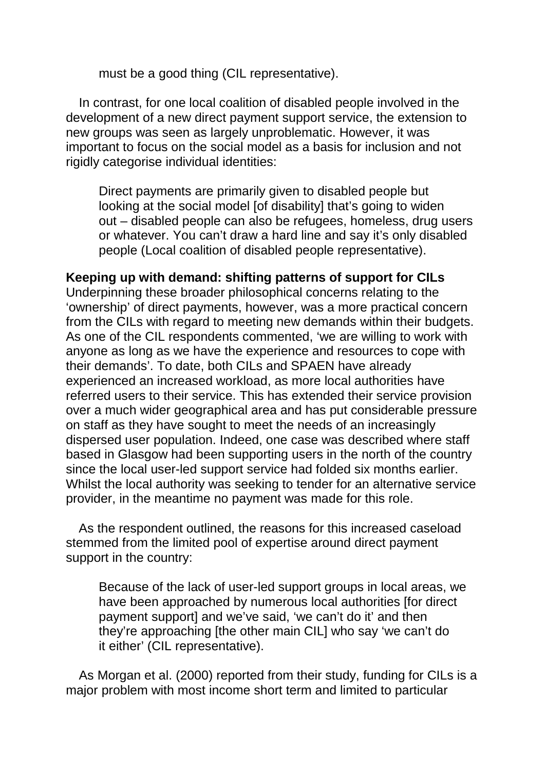> must be a good thing (CIL representative).

In contrast, for one local coalition of disabled people involved in the development of a new direct payment support service, the extension to new groups was seen as largely unproblematic. However, it was important to focus on the social model as a basis for inclusion and not rigidly categorise individual identities:

> Direct payments are primarily given to disabled people but looking at the social model [of disability] that's going to widen out – disabled people can also be refugees, homeless, drug users or whatever. You can't draw a hard line and say it's only disabled people (Local coalition of disabled people representative).

**Keeping up with demand: shifting patterns of support for CILs**

Underpinning these broader philosophical concerns relating to the 'ownership' of direct payments, however, was a more practical concern from the CILs with regard to meeting new demands within their budgets. As one of the CIL respondents commented, 'we are willing to work with anyone as long as we have the experience and resources to cope with their demands'. To date, both CILs and SPAEN have already experienced an increased workload, as more local authorities have referred users to their service. This has extended their service provision over a much wider geographical area and has put considerable pressure on staff as they have sought to meet the needs of an increasingly dispersed user population. Indeed, one case was described where staff based in Glasgow had been supporting users in the north of the country since the local user-led support service had folded six months earlier. Whilst the local authority was seeking to tender for an alternative service provider, in the meantime no payment was made for this role.

As the respondent outlined, the reasons for this increased caseload stemmed from the limited pool of expertise around direct payment support in the country:

> Because of the lack of user-led support groups in local areas, we have been approached by numerous local authorities [for direct payment support] and we've said, 'we can't do it' and then they're approaching [the other main CIL] who say 'we can't do it either' (CIL representative).

As Morgan et al. (2000) reported from their study, funding for CILs is a major problem with most income short term and limited to particular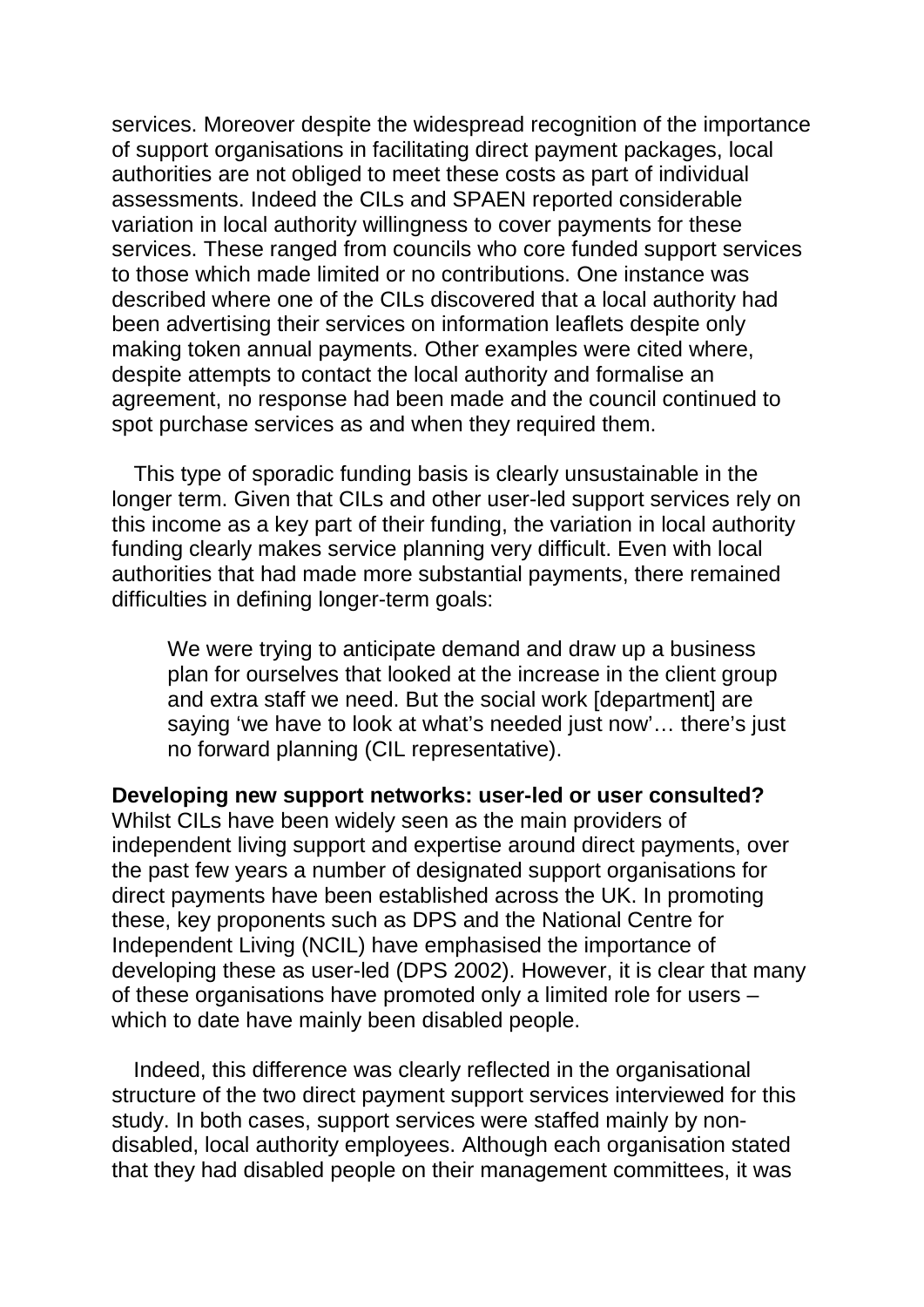services. Moreover despite the widespread recognition of the importance of support organisations in facilitating direct payment packages, local authorities are not obliged to meet these costs as part of individual assessments. Indeed the CILs and SPAEN reported considerable variation in local authority willingness to cover payments for these services. These ranged from councils who core funded support services to those which made limited or no contributions. One instance was described where one of the CILs discovered that a local authority had been advertising their services on information leaflets despite only making token annual payments. Other examples were cited where, despite attempts to contact the local authority and formalise an agreement, no response had been made and the council continued to spot purchase services as and when they required them.

This type of sporadic funding basis is clearly unsustainable in the longer term. Given that CILs and other user-led support services rely on this income as a key part of their funding, the variation in local authority funding clearly makes service planning very difficult. Even with local authorities that had made more substantial payments, there remained difficulties in defining longer-term goals:

> We were trying to anticipate demand and draw up a business plan for ourselves that looked at the increase in the client group and extra staff we need. But the social work [department] are saying 'we have to look at what's needed just now'… there's just no forward planning (CIL representative).

**Developing new support networks: user-led or user consulted?**

Whilst CILs have been widely seen as the main providers of independent living support and expertise around direct payments, over the past few years a number of designated support organisations for direct payments have been established across the UK. In promoting these, key proponents such as DPS and the National Centre for Independent Living (NCIL) have emphasised the importance of developing these as user-led (DPS 2002). However, it is clear that many of these organisations have promoted only a limited role for users – which to date have mainly been disabled people.

Indeed, this difference was clearly reflected in the organisational structure of the two direct payment support services interviewed for this study. In both cases, support services were staffed mainly by non-disabled, local authority employees. Although each organisation stated that they had disabled people on their management committees, it was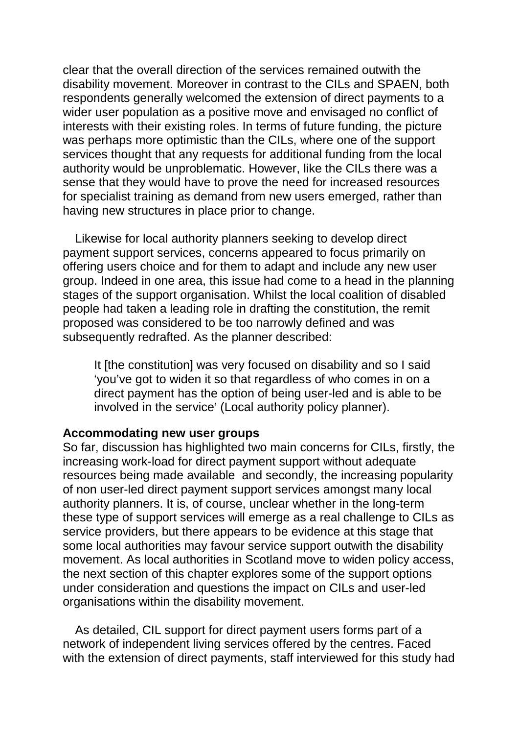clear that the overall direction of the services remained outwith the disability movement. Moreover in contrast to the CILs and SPAEN, both respondents generally welcomed the extension of direct payments to a wider user population as a positive move and envisaged no conflict of interests with their existing roles. In terms of future funding, the picture was perhaps more optimistic than the CILs, where one of the support services thought that any requests for additional funding from the local authority would be unproblematic. However, like the CILs there was a sense that they would have to prove the need for increased resources for specialist training as demand from new users emerged, rather than having new structures in place prior to change.

Likewise for local authority planners seeking to develop direct payment support services, concerns appeared to focus primarily on offering users choice and for them to adapt and include any new user group. Indeed in one area, this issue had come to a head in the planning stages of the support organisation. Whilst the local coalition of disabled people had taken a leading role in drafting the constitution, the remit proposed was considered to be too narrowly defined and was subsequently redrafted. As the planner described:

> It [the constitution] was very focused on disability and so I said 'you've got to widen it so that regardless of who comes in on a direct payment has the option of being user-led and is able to be involved in the service' (Local authority policy planner).

**Accommodating new user groups**

So far, discussion has highlighted two main concerns for CILs, firstly, the increasing work-load for direct payment support without adequate resources being made available and secondly, the increasing popularity of non user-led direct payment support services amongst many local authority planners. It is, of course, unclear whether in the long-term these type of support services will emerge as a real challenge to CILs as service providers, but there appears to be evidence at this stage that some local authorities may favour service support outwith the disability movement. As local authorities in Scotland move to widen policy access, the next section of this chapter explores some of the support options under consideration and questions the impact on CILs and user-led organisations within the disability movement.

As detailed, CIL support for direct payment users forms part of a network of independent living services offered by the centres. Faced with the extension of direct payments, staff interviewed for this study had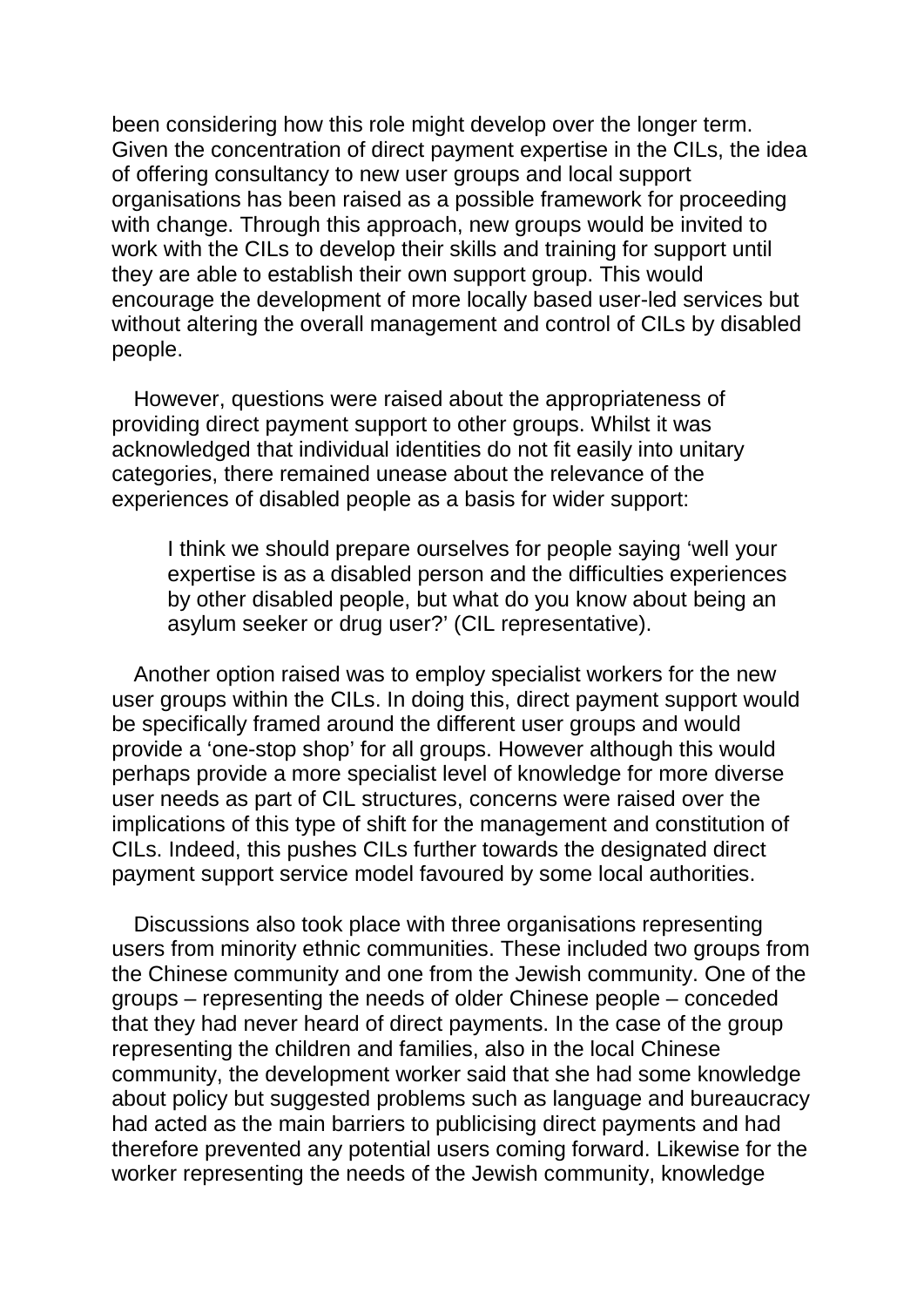been considering how this role might develop over the longer term. Given the concentration of direct payment expertise in the CILs, the idea of offering consultancy to new user groups and local support organisations has been raised as a possible framework for proceeding with change. Through this approach, new groups would be invited to work with the CILs to develop their skills and training for support until they are able to establish their own support group. This would encourage the development of more locally based user-led services but without altering the overall management and control of CILs by disabled people.

However, questions were raised about the appropriateness of providing direct payment support to other groups. Whilst it was acknowledged that individual identities do not fit easily into unitary categories, there remained unease about the relevance of the experiences of disabled people as a basis for wider support:

> I think we should prepare ourselves for people saying 'well your expertise is as a disabled person and the difficulties experiences by other disabled people, but what do you know about being an asylum seeker or drug user?' (CIL representative).

Another option raised was to employ specialist workers for the new user groups within the CILs. In doing this, direct payment support would be specifically framed around the different user groups and would provide a 'one-stop shop' for all groups. However although this would perhaps provide a more specialist level of knowledge for more diverse user needs as part of CIL structures, concerns were raised over the implications of this type of shift for the management and constitution of CILs. Indeed, this pushes CILs further towards the designated direct payment support service model favoured by some local authorities.

Discussions also took place with three organisations representing users from minority ethnic communities. These included two groups from the Chinese community and one from the Jewish community. One of the groups – representing the needs of older Chinese people – conceded that they had never heard of direct payments. In the case of the group representing the children and families, also in the local Chinese community, the development worker said that she had some knowledge about policy but suggested problems such as language and bureaucracy had acted as the main barriers to publicising direct payments and had therefore prevented any potential users coming forward. Likewise for the worker representing the needs of the Jewish community, knowledge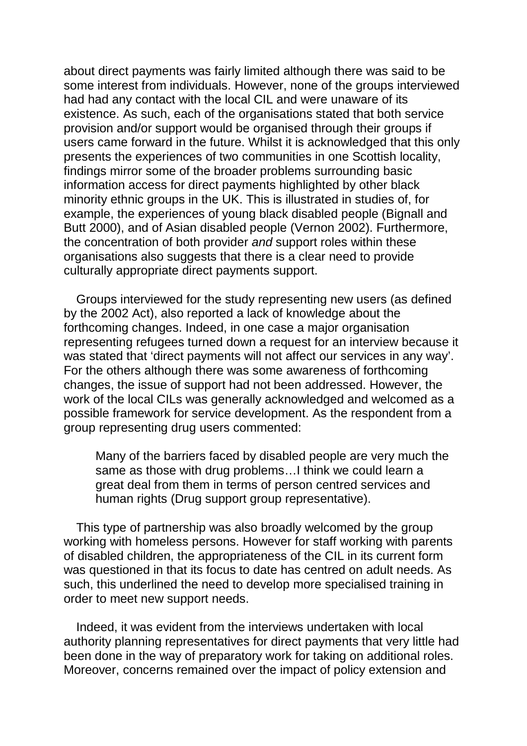about direct payments was fairly limited although there was said to be some interest from individuals. However, none of the groups interviewed had had any contact with the local CIL and were unaware of its existence. As such, each of the organisations stated that both service provision and/or support would be organised through their groups if users came forward in the future. Whilst it is acknowledged that this only presents the experiences of two communities in one Scottish locality, findings mirror some of the broader problems surrounding basic information access for direct payments highlighted by other black minority ethnic groups in the UK. This is illustrated in studies of, for example, the experiences of young black disabled people (Bignall and Butt 2000), and of Asian disabled people (Vernon 2002). Furthermore, the concentration of both provider *and* support roles within these organisations also suggests that there is a clear need to provide culturally appropriate direct payments support.

Groups interviewed for the study representing new users (as defined by the 2002 Act), also reported a lack of knowledge about the forthcoming changes. Indeed, in one case a major organisation representing refugees turned down a request for an interview because it was stated that 'direct payments will not affect our services in any way'. For the others although there was some awareness of forthcoming changes, the issue of support had not been addressed. However, the work of the local CILs was generally acknowledged and welcomed as a possible framework for service development. As the respondent from a group representing drug users commented:

> Many of the barriers faced by disabled people are very much the same as those with drug problems…I think we could learn a great deal from them in terms of person centred services and human rights (Drug support group representative).

This type of partnership was also broadly welcomed by the group working with homeless persons. However for staff working with parents of disabled children, the appropriateness of the CIL in its current form was questioned in that its focus to date has centred on adult needs. As such, this underlined the need to develop more specialised training in order to meet new support needs.

Indeed, it was evident from the interviews undertaken with local authority planning representatives for direct payments that very little had been done in the way of preparatory work for taking on additional roles. Moreover, concerns remained over the impact of policy extension and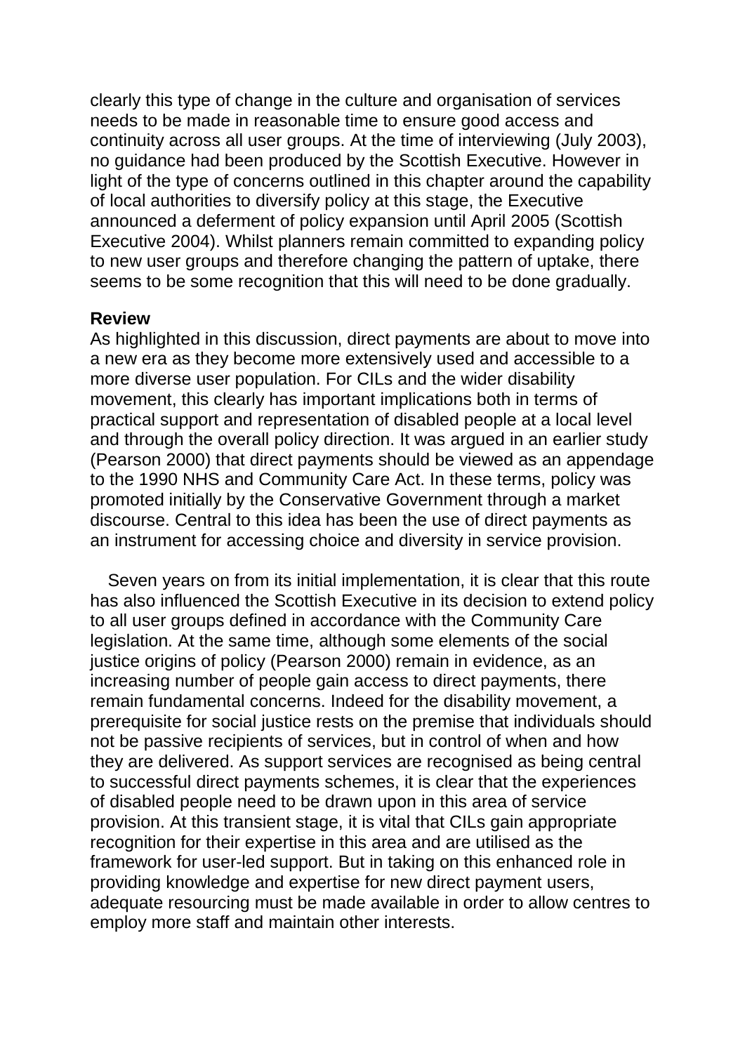clearly this type of change in the culture and organisation of services needs to be made in reasonable time to ensure good access and continuity across all user groups. At the time of interviewing (July 2003), no guidance had been produced by the Scottish Executive. However in light of the type of concerns outlined in this chapter around the capability of local authorities to diversify policy at this stage, the Executive announced a deferment of policy expansion until April 2005 (Scottish Executive 2004). Whilst planners remain committed to expanding policy to new user groups and therefore changing the pattern of uptake, there seems to be some recognition that this will need to be done gradually.

**Review**

As highlighted in this discussion, direct payments are about to move into a new era as they become more extensively used and accessible to a more diverse user population. For CILs and the wider disability movement, this clearly has important implications both in terms of practical support and representation of disabled people at a local level and through the overall policy direction. It was argued in an earlier study (Pearson 2000) that direct payments should be viewed as an appendage to the 1990 NHS and Community Care Act. In these terms, policy was promoted initially by the Conservative Government through a market discourse. Central to this idea has been the use of direct payments as an instrument for accessing choice and diversity in service provision.

Seven years on from its initial implementation, it is clear that this route has also influenced the Scottish Executive in its decision to extend policy to all user groups defined in accordance with the Community Care legislation. At the same time, although some elements of the social justice origins of policy (Pearson 2000) remain in evidence, as an increasing number of people gain access to direct payments, there remain fundamental concerns. Indeed for the disability movement, a prerequisite for social justice rests on the premise that individuals should not be passive recipients of services, but in control of when and how they are delivered. As support services are recognised as being central to successful direct payments schemes, it is clear that the experiences of disabled people need to be drawn upon in this area of service provision. At this transient stage, it is vital that CILs gain appropriate recognition for their expertise in this area and are utilised as the framework for user-led support. But in taking on this enhanced role in providing knowledge and expertise for new direct payment users, adequate resourcing must be made available in order to allow centres to employ more staff and maintain other interests.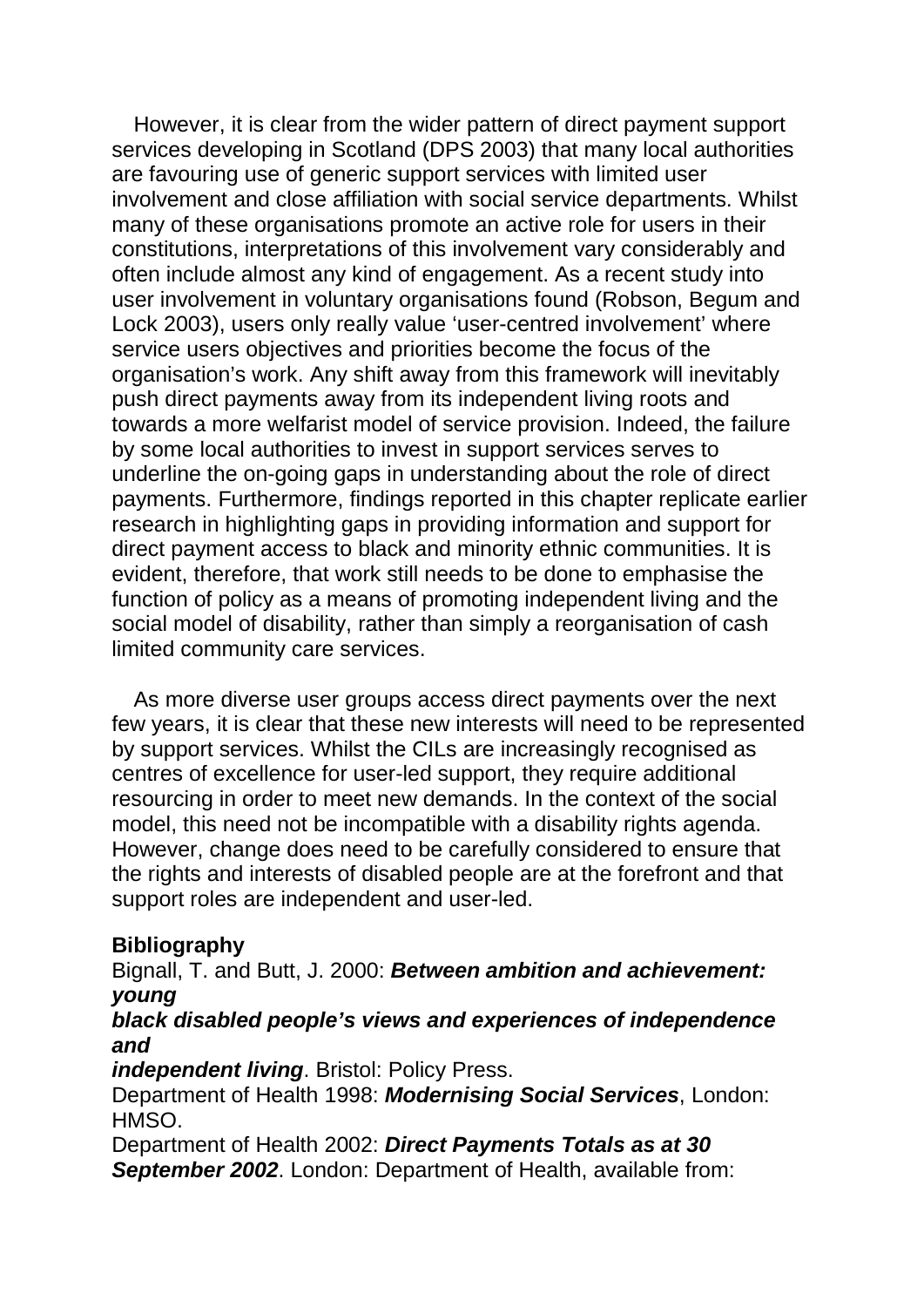However, it is clear from the wider pattern of direct payment support services developing in Scotland (DPS 2003) that many local authorities are favouring use of generic support services with limited user involvement and close affiliation with social service departments. Whilst many of these organisations promote an active role for users in their constitutions, interpretations of this involvement vary considerably and often include almost any kind of engagement. As a recent study into user involvement in voluntary organisations found (Robson, Begum and Lock 2003), users only really value 'user-centred involvement' where service users objectives and priorities become the focus of the organisation's work. Any shift away from this framework will inevitably push direct payments away from its independent living roots and towards a more welfarist model of service provision. Indeed, the failure by some local authorities to invest in support services serves to underline the on-going gaps in understanding about the role of direct payments. Furthermore, findings reported in this chapter replicate earlier research in highlighting gaps in providing information and support for direct payment access to black and minority ethnic communities. It is evident, therefore, that work still needs to be done to emphasise the function of policy as a means of promoting independent living and the social model of disability, rather than simply a reorganisation of cash limited community care services.

As more diverse user groups access direct payments over the next few years, it is clear that these new interests will need to be represented by support services. Whilst the CILs are increasingly recognised as centres of excellence for user-led support, they require additional resourcing in order to meet new demands. In the context of the social model, this need not be incompatible with a disability rights agenda. However, change does need to be carefully considered to ensure that the rights and interests of disabled people are at the forefront and that support roles are independent and user-led.

**Bibliography**

Bignall, T. and Butt, J. 2000: ***Between ambition and achievement: young black disabled people's views and experiences of independence and independent living***. Bristol: Policy Press.

Department of Health 1998: ***Modernising Social Services***, London: HMSO.

Department of Health 2002: ***Direct Payments Totals as at 30 September 2002***. London: Department of Health, available from: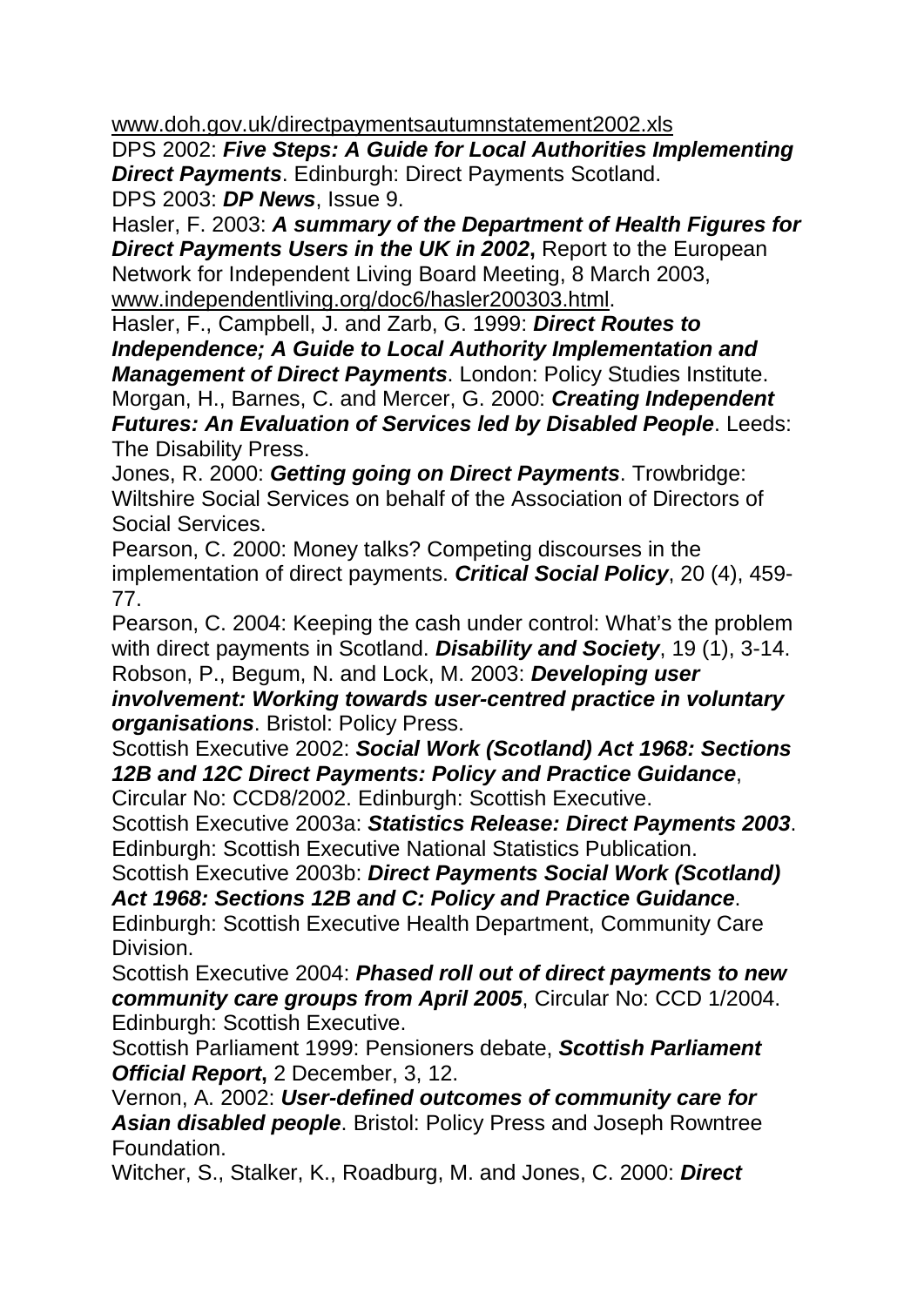www.doh.gov.uk/directpaymentsautumnstatement2002.xls

DPS 2002: ***Five Steps: A Guide for Local Authorities Implementing Direct Payments***. Edinburgh: Direct Payments Scotland.

DPS 2003: ***DP News***, Issue 9.

Hasler, F. 2003: ***A summary of the Department of Health Figures for Direct Payments Users in the UK in 2002*****,** Report to the European Network for Independent Living Board Meeting, 8 March 2003, www.independentliving.org/doc6/hasler200303.html.

Hasler, F., Campbell, J. and Zarb, G. 1999: ***Direct Routes to Independence; A Guide to Local Authority Implementation and Management of Direct Payments***. London: Policy Studies Institute.

Morgan, H., Barnes, C. and Mercer, G. 2000: ***Creating Independent Futures: An Evaluation of Services led by Disabled People***. Leeds: The Disability Press.

Jones, R. 2000: ***Getting going on Direct Payments***. Trowbridge: Wiltshire Social Services on behalf of the Association of Directors of Social Services.

Pearson, C. 2000: Money talks? Competing discourses in the implementation of direct payments. ***Critical Social Policy***, 20 (4), 459-77.

Pearson, C. 2004: Keeping the cash under control: What's the problem with direct payments in Scotland. ***Disability and Society***, 19 (1), 3-14.

Robson, P., Begum, N. and Lock, M. 2003: ***Developing user involvement: Working towards user-centred practice in voluntary organisations***. Bristol: Policy Press.

Scottish Executive 2002: ***Social Work (Scotland) Act 1968: Sections 12B and 12C Direct Payments: Policy and Practice Guidance***, Circular No: CCD8/2002. Edinburgh: Scottish Executive.

Scottish Executive 2003a: ***Statistics Release: Direct Payments 2003***. Edinburgh: Scottish Executive National Statistics Publication.

Scottish Executive 2003b: ***Direct Payments Social Work (Scotland) Act 1968: Sections 12B and C: Policy and Practice Guidance***. Edinburgh: Scottish Executive Health Department, Community Care Division.

Scottish Executive 2004: ***Phased roll out of direct payments to new community care groups from April 2005***, Circular No: CCD 1/2004. Edinburgh: Scottish Executive.

Scottish Parliament 1999: Pensioners debate, ***Scottish Parliament Official Report*****,** 2 December, 3, 12.

Vernon, A. 2002: ***User-defined outcomes of community care for Asian disabled people***. Bristol: Policy Press and Joseph Rowntree Foundation.

Witcher, S., Stalker, K., Roadburg, M. and Jones, C. 2000: ***Direct***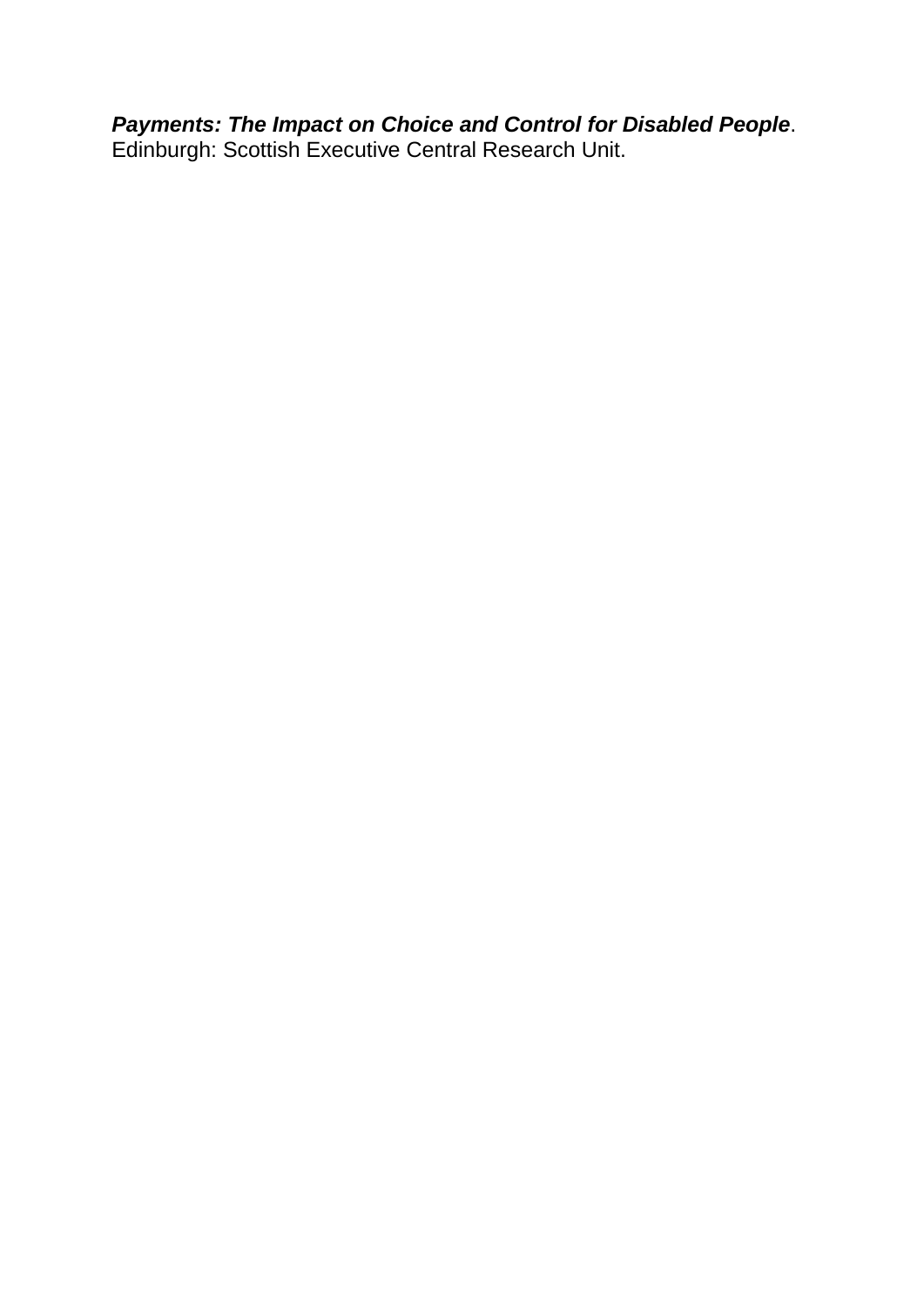***Payments: The Impact on Choice and Control for Disabled People***.
Edinburgh: Scottish Executive Central Research Unit.